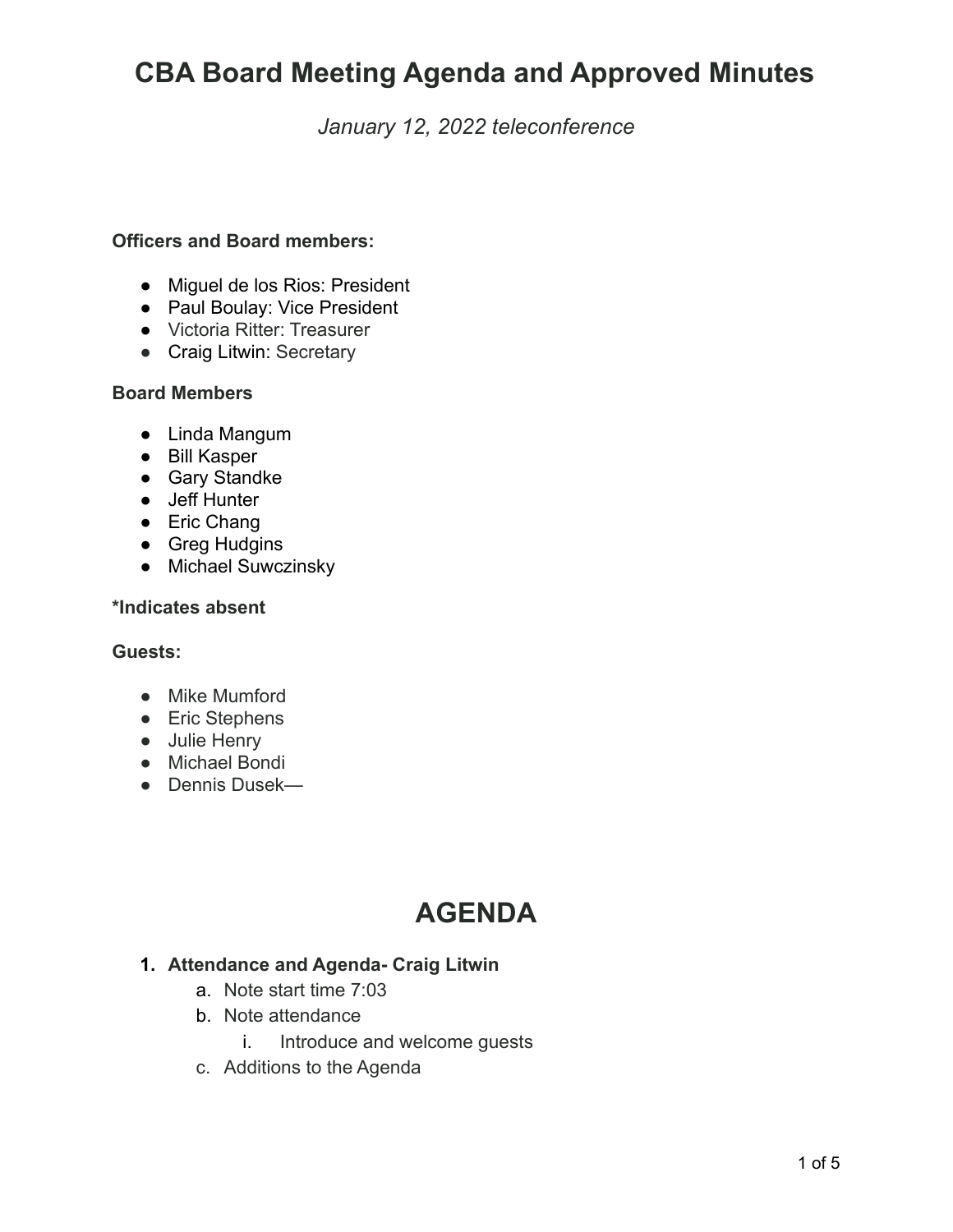# CBA Board Meeting Agenda and Approved Minutes

*January 12, 2022 teleconference*

**Officers and Board members:**

- Miguel de los Rios: President
- Paul Boulay: Vice President
- Victoria Ritter: Treasurer
- Craig Litwin: Secretary

**Board Members**

- Linda Mangum
- Bill Kasper
- Gary Standke
- Jeff Hunter
- Eric Chang
- Greg Hudgins
- Michael Suwczinsky

***Indicates absent**

**Guests:**

- Mike Mumford
- Eric Stephens
- Julie Henry
- Michael Bondi
- Dennis Dusek—

# AGENDA

1. **Attendance and Agenda- Craig Litwin**
   a. Note start time 7:03
   b. Note attendance
      i. Introduce and welcome guests
   c. Additions to the Agenda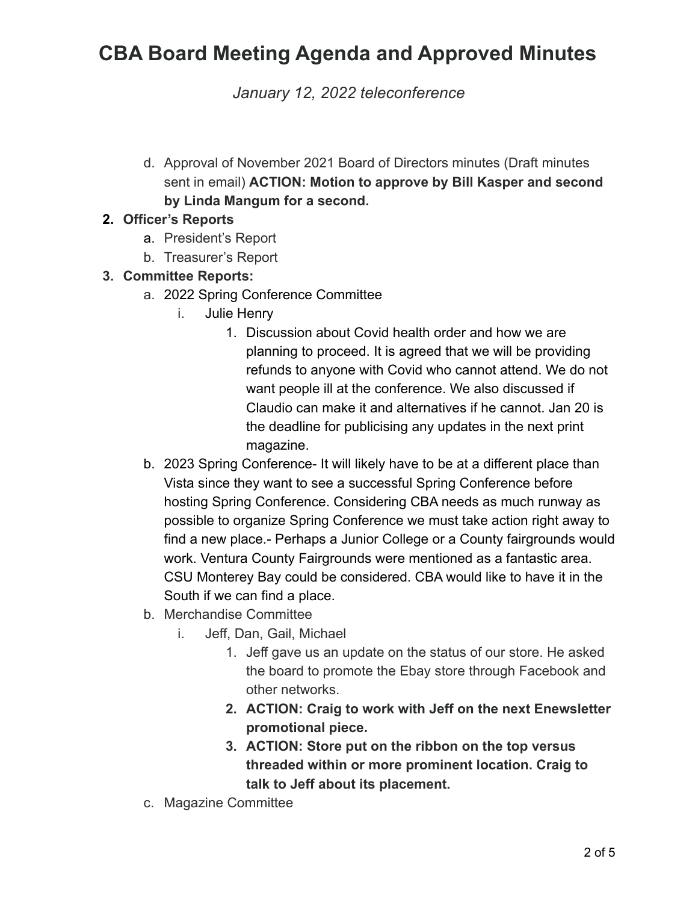# CBA Board Meeting Agenda and Approved Minutes

*January 12, 2022 teleconference*

d. Approval of November 2021 Board of Directors minutes (Draft minutes sent in email) **ACTION: Motion to approve by Bill Kasper and second by Linda Mangum for a second.**

2. **Officer's Reports**
   a. President's Report
   b. Treasurer's Report
3. **Committee Reports:**
   a. 2022 Spring Conference Committee
      i. Julie Henry
         1. Discussion about Covid health order and how we are planning to proceed. It is agreed that we will be providing refunds to anyone with Covid who cannot attend. We do not want people ill at the conference. We also discussed if Claudio can make it and alternatives if he cannot. Jan 20 is the deadline for publicising any updates in the next print magazine.

   b. 2023 Spring Conference- It will likely have to be at a different place than Vista since they want to see a successful Spring Conference before hosting Spring Conference. Considering CBA needs as much runway as possible to organize Spring Conference we must take action right away to find a new place.- Perhaps a Junior College or a County fairgrounds would work. Ventura County Fairgrounds were mentioned as a fantastic area. CSU Monterey Bay could be considered. CBA would like to have it in the South if we can find a place.

   b. Merchandise Committee
      i. Jeff, Dan, Gail, Michael
         1. Jeff gave us an update on the status of our store. He asked the board to promote the Ebay store through Facebook and other networks.
         2. **ACTION: Craig to work with Jeff on the next Enewsletter promotional piece.**
         3. **ACTION: Store put on the ribbon on the top versus threaded within or more prominent location. Craig to talk to Jeff about its placement.**

   c. Magazine Committee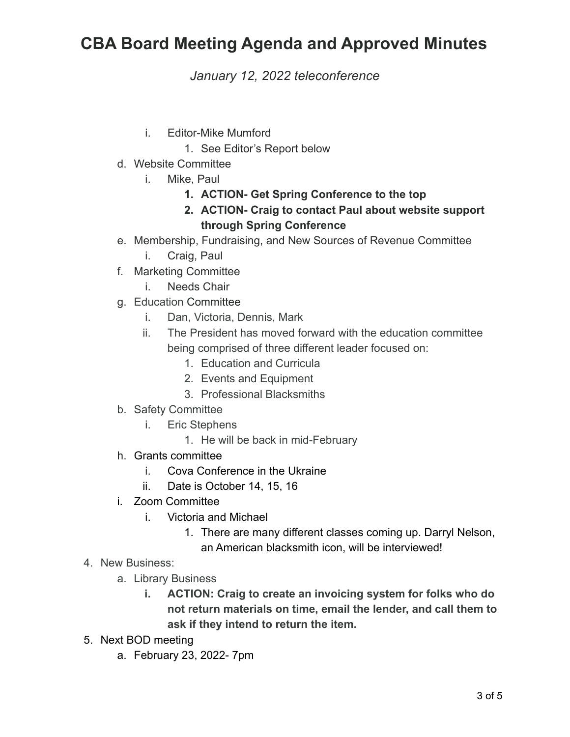# CBA Board Meeting Agenda and Approved Minutes

*January 12, 2022 teleconference*

- i. Editor-Mike Mumford
  1. See Editor's Report below

d. Website Committee
   - i. Mike, Paul
     1. **ACTION- Get Spring Conference to the top**
     2. **ACTION- Craig to contact Paul about website support through Spring Conference**

e. Membership, Fundraising, and New Sources of Revenue Committee
   - i. Craig, Paul

f. Marketing Committee
   - i. Needs Chair

g. Education Committee
   - i. Dan, Victoria, Dennis, Mark
   - ii. The President has moved forward with the education committee being comprised of three different leader focused on:
     1. Education and Curricula
     2. Events and Equipment
     3. Professional Blacksmiths

b. Safety Committee
   - i. Eric Stephens
     1. He will be back in mid-February

h. Grants committee
   - i. Cova Conference in the Ukraine
   - ii. Date is October 14, 15, 16

i. Zoom Committee
   - i. Victoria and Michael
     1. There are many different classes coming up. Darryl Nelson, an American blacksmith icon, will be interviewed!

4. New Business:
   a. Library Business
      - i. **ACTION: Craig to create an invoicing system for folks who do not return materials on time, email the lender, and call them to ask if they intend to return the item.**

5. Next BOD meeting
   a. February 23, 2022- 7pm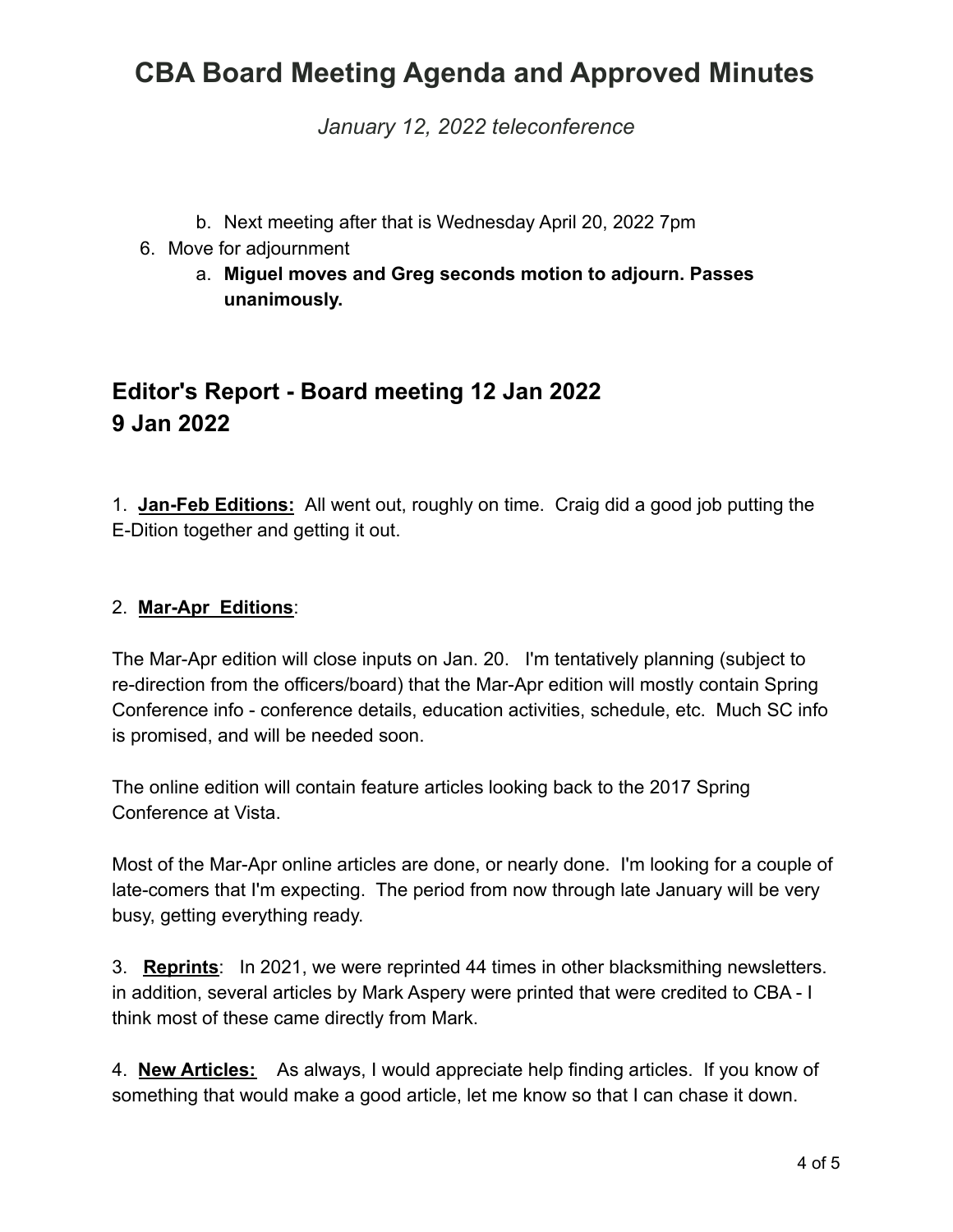b. Next meeting after that is Wednesday April 20, 2022 7pm

6. Move for adjournment
   a. **Miguel moves and Greg seconds motion to adjourn. Passes unanimously.**

## Editor's Report - Board meeting 12 Jan 2022
## 9 Jan 2022

1. **Jan-Feb Editions:** All went out, roughly on time. Craig did a good job putting the E-Dition together and getting it out.

2. **Mar-Apr Editions**:

The Mar-Apr edition will close inputs on Jan. 20. I'm tentatively planning (subject to re-direction from the officers/board) that the Mar-Apr edition will mostly contain Spring Conference info - conference details, education activities, schedule, etc. Much SC info is promised, and will be needed soon.

The online edition will contain feature articles looking back to the 2017 Spring Conference at Vista.

Most of the Mar-Apr online articles are done, or nearly done. I'm looking for a couple of late-comers that I'm expecting. The period from now through late January will be very busy, getting everything ready.

3. **Reprints**: In 2021, we were reprinted 44 times in other blacksmithing newsletters. in addition, several articles by Mark Aspery were printed that were credited to CBA - I think most of these came directly from Mark.

4. **New Articles:** As always, I would appreciate help finding articles. If you know of something that would make a good article, let me know so that I can chase it down.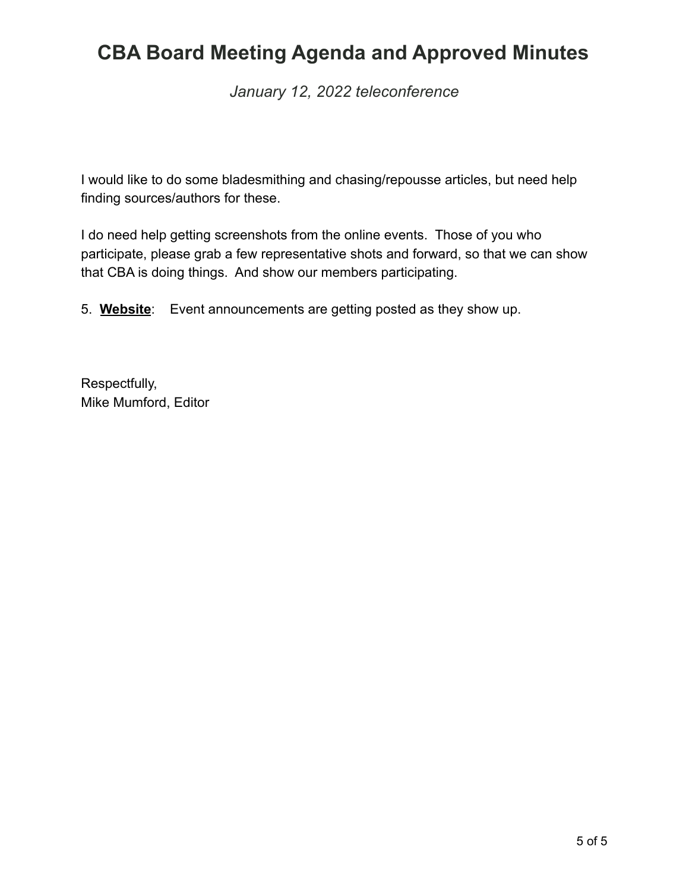I would like to do some bladesmithing and chasing/repousse articles, but need help finding sources/authors for these.

I do need help getting screenshots from the online events. Those of you who participate, please grab a few representative shots and forward, so that we can show that CBA is doing things. And show our members participating.

5. **Website**: Event announcements are getting posted as they show up.

Respectfully,
Mike Mumford, Editor